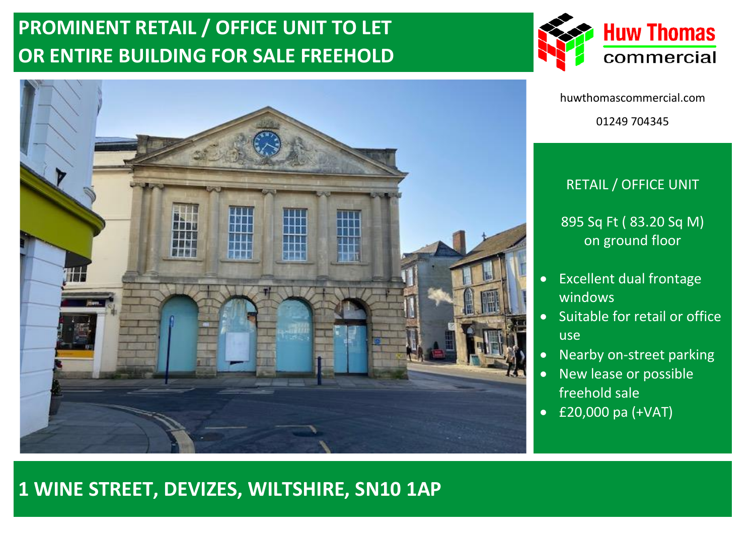# PROMINENT RETAIL / OFFICE UNIT TO LET OR ENTIRE BUILDING FOR SALE FREEHOLD

Huw Thomas commercial

huwthomascommercial.com

01249 704345

## RETAIL / OFFICE UNIT

895 Sq Ft ( 83.20 Sq M) on ground floor

- Excellent dual frontage windows
- Suitable for retail or office use
- Nearby on-street parking
- New lease or possible freehold sale
- £20,000 pa (+VAT)

## 1 WINE STREET, DEVIZES, WILTSHIRE, SN10 1AP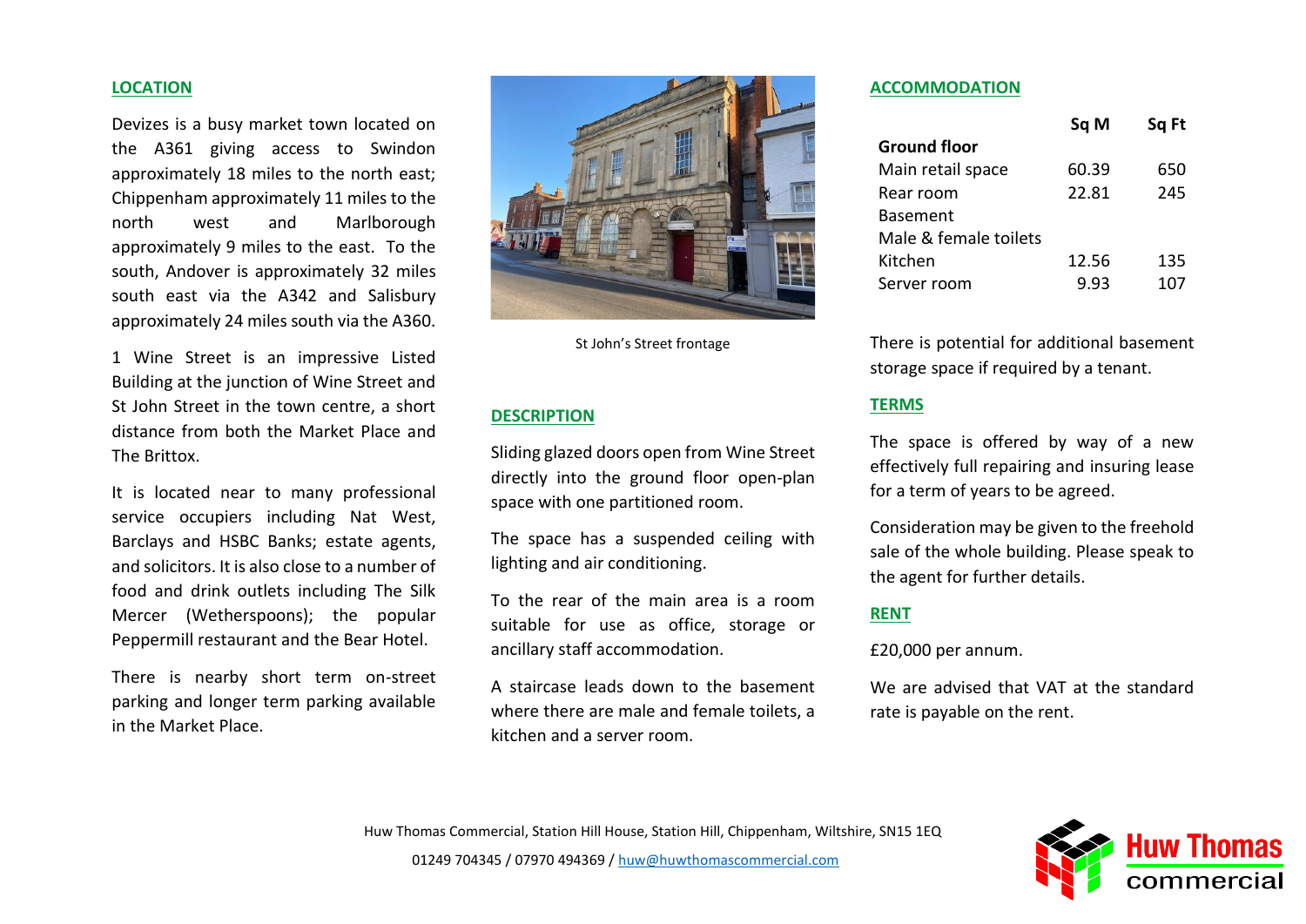## LOCATION

Devizes is a busy market town located on the A361 giving access to Swindon approximately 18 miles to the north east; Chippenham approximately 11 miles to the north west and Marlborough approximately 9 miles to the east. To the south, Andover is approximately 32 miles south east via the A342 and Salisbury approximately 24 miles south via the A360.

1 Wine Street is an impressive Listed Building at the junction of Wine Street and St John Street in the town centre, a short distance from both the Market Place and The Brittox.

It is located near to many professional service occupiers including Nat West, Barclays and HSBC Banks; estate agents, and solicitors. It is also close to a number of food and drink outlets including The Silk Mercer (Wetherspoons); the popular Peppermill restaurant and the Bear Hotel.

There is nearby short term on-street parking and longer term parking available in the Market Place.

St John's Street frontage

## DESCRIPTION

Sliding glazed doors open from Wine Street directly into the ground floor open-plan space with one partitioned room.

The space has a suspended ceiling with lighting and air conditioning.

To the rear of the main area is a room suitable for use as office, storage or ancillary staff accommodation.

A staircase leads down to the basement where there are male and female toilets, a kitchen and a server room.

## ACCOMMODATION

| | Sq M | Sq Ft |
|---|---|---|
| **Ground floor** | | |
| Main retail space | 60.39 | 650 |
| Rear room | 22.81 | 245 |
| Basement | | |
| Male & female toilets | | |
| Kitchen | 12.56 | 135 |
| Server room | 9.93 | 107 |

There is potential for additional basement storage space if required by a tenant.

## TERMS

The space is offered by way of a new effectively full repairing and insuring lease for a term of years to be agreed.

Consideration may be given to the freehold sale of the whole building. Please speak to the agent for further details.

## RENT

£20,000 per annum.

We are advised that VAT at the standard rate is payable on the rent.

Huw Thomas Commercial, Station Hill House, Station Hill, Chippenham, Wiltshire, SN15 1EQ

01249 704345 / 07970 494369 / huw@huwthomascommercial.com

Huw Thomas commercial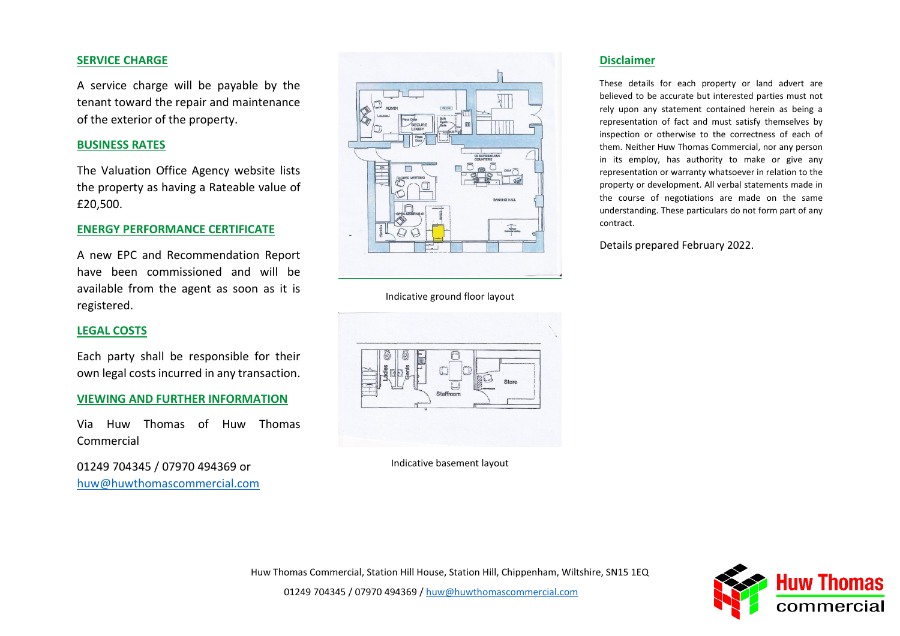## SERVICE CHARGE

A service charge will be payable by the tenant toward the repair and maintenance of the exterior of the property.

## BUSINESS RATES

The Valuation Office Agency website lists the property as having a Rateable value of £20,500.

## ENERGY PERFORMANCE CERTIFICATE

A new EPC and Recommendation Report have been commissioned and will be available from the agent as soon as it is registered.

## LEGAL COSTS

Each party shall be responsible for their own legal costs incurred in any transaction.

## VIEWING AND FURTHER INFORMATION

Via Huw Thomas of Huw Thomas Commercial

01249 704345 / 07970 494369 or [huw@huwthomascommercial.com](mailto:huw@huwthomascommercial.com)

Indicative ground floor layout

Indicative basement layout

## Disclaimer

These details for each property or land advert are believed to be accurate but interested parties must not rely upon any statement contained herein as being a representation of fact and must satisfy themselves by inspection or otherwise to the correctness of each of them. Neither Huw Thomas Commercial, nor any person in its employ, has authority to make or give any representation or warranty whatsoever in relation to the property or development. All verbal statements made in the course of negotiations are made on the same understanding. These particulars do not form part of any contract.

Details prepared February 2022.

Huw Thomas Commercial, Station Hill House, Station Hill, Chippenham, Wiltshire, SN15 1EQ

01249 704345 / 07970 494369 / [huw@huwthomascommercial.com](mailto:huw@huwthomascommercial.com)